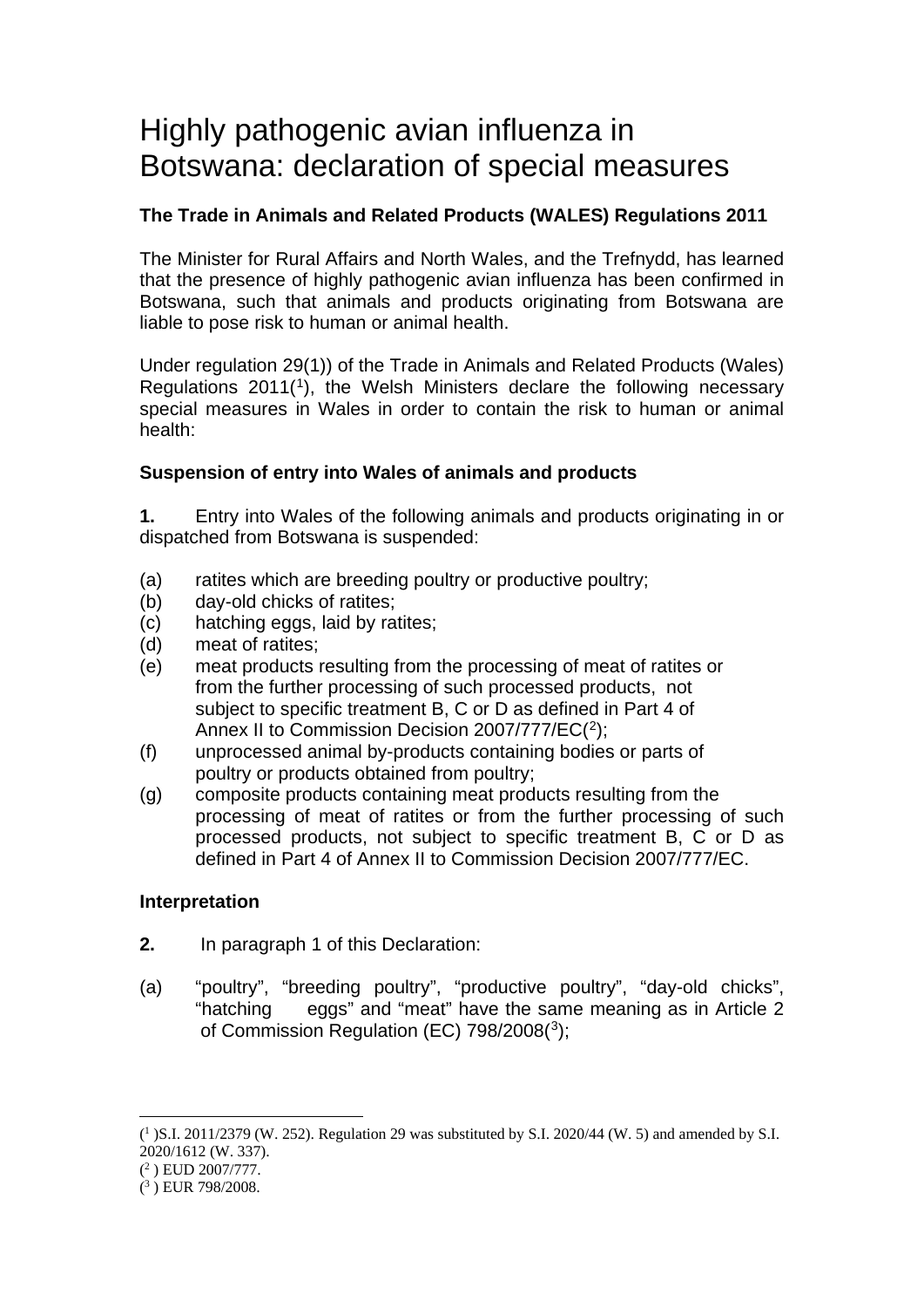# Highly pathogenic avian influenza in Botswana: declaration of special measures

**The Trade in Animals and Related Products (WALES) Regulations 2011**

The Minister for Rural Affairs and North Wales, and the Trefnydd, has learned that the presence of highly pathogenic avian influenza has been confirmed in Botswana, such that animals and products originating from Botswana are liable to pose risk to human or animal health.

Under regulation 29(1)) of the Trade in Animals and Related Products (Wales) Regulations 2011([1]), the Welsh Ministers declare the following necessary special measures in Wales in order to contain the risk to human or animal health:

**Suspension of entry into Wales of animals and products**

**1.** Entry into Wales of the following animals and products originating in or dispatched from Botswana is suspended:

(a) ratites which are breeding poultry or productive poultry;
(b) day-old chicks of ratites;
(c) hatching eggs, laid by ratites;
(d) meat of ratites;
(e) meat products resulting from the processing of meat of ratites or from the further processing of such processed products, not subject to specific treatment B, C or D as defined in Part 4 of Annex II to Commission Decision 2007/777/EC([2]);
(f) unprocessed animal by-products containing bodies or parts of poultry or products obtained from poultry;
(g) composite products containing meat products resulting from the processing of meat of ratites or from the further processing of such processed products, not subject to specific treatment B, C or D as defined in Part 4 of Annex II to Commission Decision 2007/777/EC.

**Interpretation**

**2.** In paragraph 1 of this Declaration:

(a) "poultry", "breeding poultry", "productive poultry", "day-old chicks", "hatching eggs" and "meat" have the same meaning as in Article 2 of Commission Regulation (EC) 798/2008([3]);

---

([1]) S.I. 2011/2379 (W. 252). Regulation 29 was substituted by S.I. 2020/44 (W. 5) and amended by S.I. 2020/1612 (W. 337).
([2]) EUD 2007/777.
([3]) EUR 798/2008.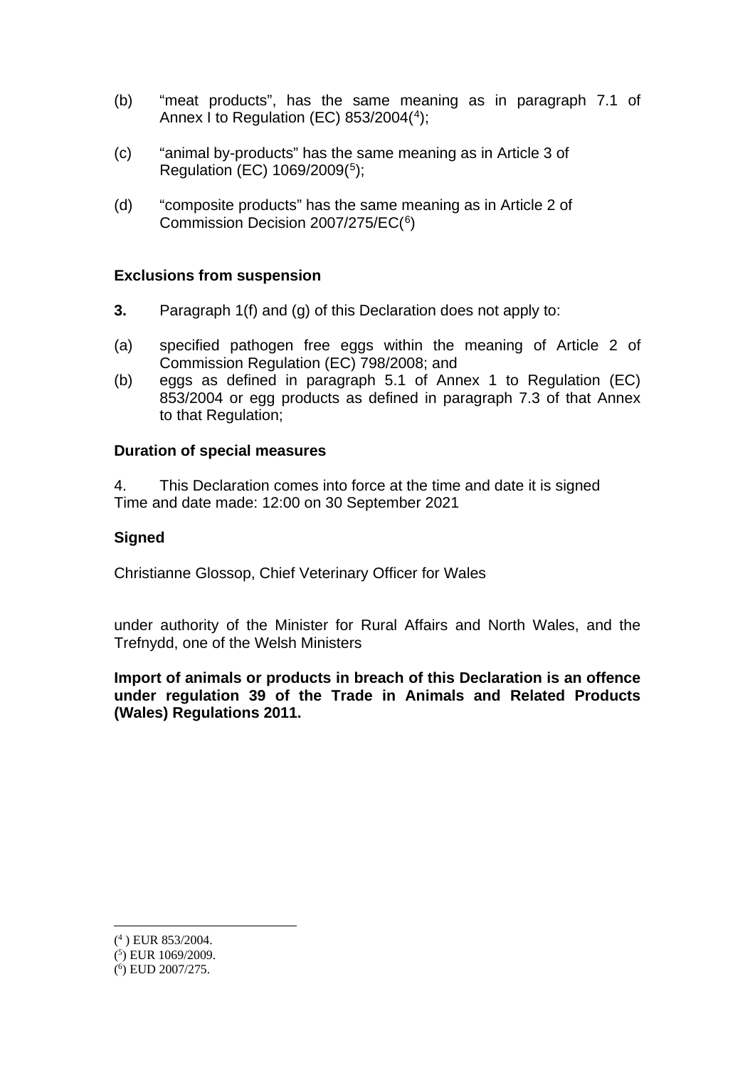(b) “meat products”, has the same meaning as in paragraph 7.1 of Annex I to Regulation (EC) 853/2004([4]);

(c) “animal by-products” has the same meaning as in Article 3 of Regulation (EC) 1069/2009([5]);

(d) “composite products” has the same meaning as in Article 2 of Commission Decision 2007/275/EC([6])

**Exclusions from suspension**

**3.** Paragraph 1(f) and (g) of this Declaration does not apply to:

(a) specified pathogen free eggs within the meaning of Article 2 of Commission Regulation (EC) 798/2008; and

(b) eggs as defined in paragraph 5.1 of Annex 1 to Regulation (EC) 853/2004 or egg products as defined in paragraph 7.3 of that Annex to that Regulation;

**Duration of special measures**

4. This Declaration comes into force at the time and date it is signed
Time and date made: 12:00 on 30 September 2021

**Signed**

Christianne Glossop, Chief Veterinary Officer for Wales

under authority of the Minister for Rural Affairs and North Wales, and the Trefnydd, one of the Welsh Ministers

**Import of animals or products in breach of this Declaration is an offence under regulation 39 of the Trade in Animals and Related Products (Wales) Regulations 2011.**

([4]) EUR 853/2004.
([5]) EUR 1069/2009.
([6]) EUD 2007/275.